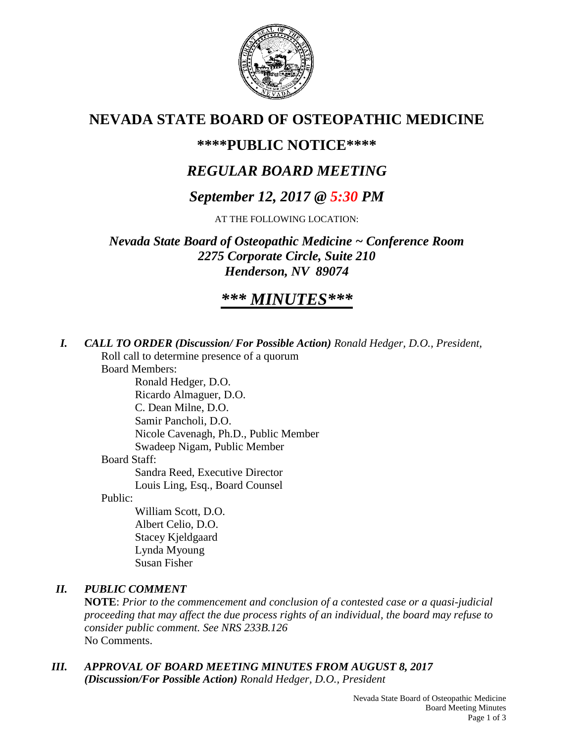# NEVADA STATE BOARD OF OSTEOPATHIC MEDICINE

## \*\*\*\*PUBLIC NOTICE\*\*\*\*

## *REGULAR BOARD MEETING*

## *September 12, 2017 @ 5:30 PM*

AT THE FOLLOWING LOCATION:

***Nevada State Board of Osteopathic Medicine ~ Conference Room***
***2275 Corporate Circle, Suite 210***
***Henderson, NV 89074***

## ***\*\*\* MINUTES\*\*\****

***I. CALL TO ORDER (Discussion/ For Possible Action)*** *Ronald Hedger, D.O., President,*

Roll call to determine presence of a quorum

Board Members:

- Ronald Hedger, D.O.
- Ricardo Almaguer, D.O.
- C. Dean Milne, D.O.
- Samir Pancholi, D.O.
- Nicole Cavenagh, Ph.D., Public Member
- Swadeep Nigam, Public Member

Board Staff:

- Sandra Reed, Executive Director
- Louis Ling, Esq., Board Counsel

Public:

- William Scott, D.O.
- Albert Celio, D.O.
- Stacey Kjeldgaard
- Lynda Myoung
- Susan Fisher

***II. PUBLIC COMMENT***

**NOTE**: *Prior to the commencement and conclusion of a contested case or a quasi-judicial proceeding that may affect the due process rights of an individual, the board may refuse to consider public comment. See NRS 233B.126*

No Comments.

***III. APPROVAL OF BOARD MEETING MINUTES FROM AUGUST 8, 2017 (Discussion/For Possible Action)*** *Ronald Hedger, D.O., President*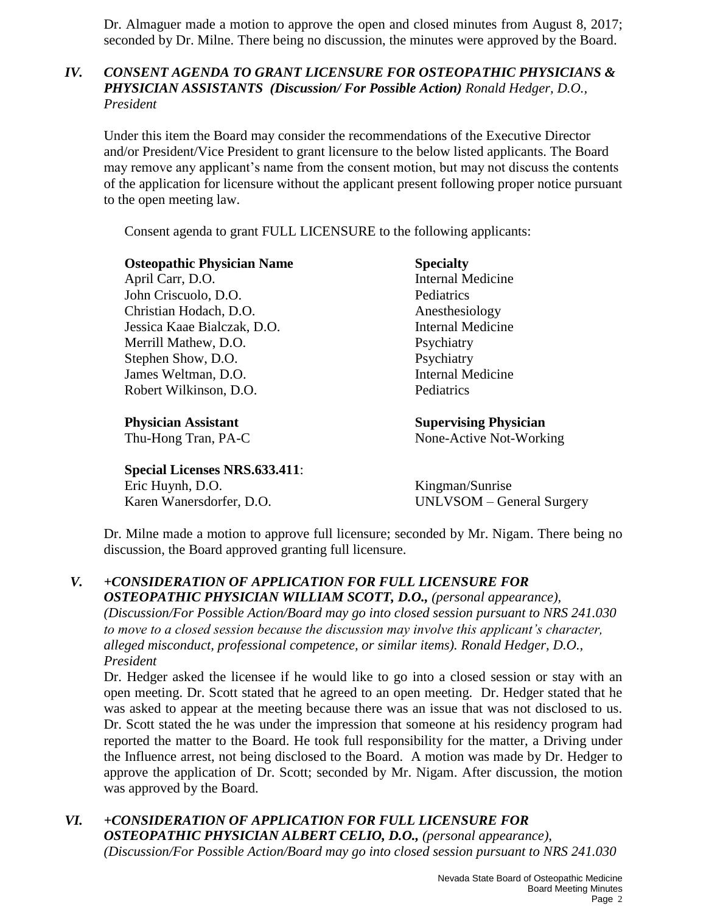Dr. Almaguer made a motion to approve the open and closed minutes from August 8, 2017; seconded by Dr. Milne. There being no discussion, the minutes were approved by the Board.

## *IV. CONSENT AGENDA TO GRANT LICENSURE FOR OSTEOPATHIC PHYSICIANS & PHYSICIAN ASSISTANTS (Discussion/ For Possible Action) Ronald Hedger, D.O., President*

Under this item the Board may consider the recommendations of the Executive Director and/or President/Vice President to grant licensure to the below listed applicants. The Board may remove any applicant's name from the consent motion, but may not discuss the contents of the application for licensure without the applicant present following proper notice pursuant to the open meeting law.

Consent agenda to grant FULL LICENSURE to the following applicants:

| **Osteopathic Physician Name** | **Specialty** |
|---|---|
| April Carr, D.O. | Internal Medicine |
| John Criscuolo, D.O. | Pediatrics |
| Christian Hodach, D.O. | Anesthesiology |
| Jessica Kaae Bialczak, D.O. | Internal Medicine |
| Merrill Mathew, D.O. | Psychiatry |
| Stephen Show, D.O. | Psychiatry |
| James Weltman, D.O. | Internal Medicine |
| Robert Wilkinson, D.O. | Pediatrics |

| **Physician Assistant** | **Supervising Physician** |
|---|---|
| Thu-Hong Tran, PA-C | None-Active Not-Working |

| **Special Licenses NRS.633.411**: | |
|---|---|
| Eric Huynh, D.O. | Kingman/Sunrise |
| Karen Wanersdorfer, D.O. | UNLVSOM – General Surgery |

Dr. Milne made a motion to approve full licensure; seconded by Mr. Nigam. There being no discussion, the Board approved granting full licensure.

## *V. +CONSIDERATION OF APPLICATION FOR FULL LICENSURE FOR OSTEOPATHIC PHYSICIAN WILLIAM SCOTT, D.O., (personal appearance), (Discussion/For Possible Action/Board may go into closed session pursuant to NRS 241.030 to move to a closed session because the discussion may involve this applicant's character, alleged misconduct, professional competence, or similar items). Ronald Hedger, D.O., President*

Dr. Hedger asked the licensee if he would like to go into a closed session or stay with an open meeting. Dr. Scott stated that he agreed to an open meeting. Dr. Hedger stated that he was asked to appear at the meeting because there was an issue that was not disclosed to us. Dr. Scott stated the he was under the impression that someone at his residency program had reported the matter to the Board. He took full responsibility for the matter, a Driving under the Influence arrest, not being disclosed to the Board. A motion was made by Dr. Hedger to approve the application of Dr. Scott; seconded by Mr. Nigam. After discussion, the motion was approved by the Board.

## *VI. +CONSIDERATION OF APPLICATION FOR FULL LICENSURE FOR OSTEOPATHIC PHYSICIAN ALBERT CELIO, D.O., (personal appearance), (Discussion/For Possible Action/Board may go into closed session pursuant to NRS 241.030*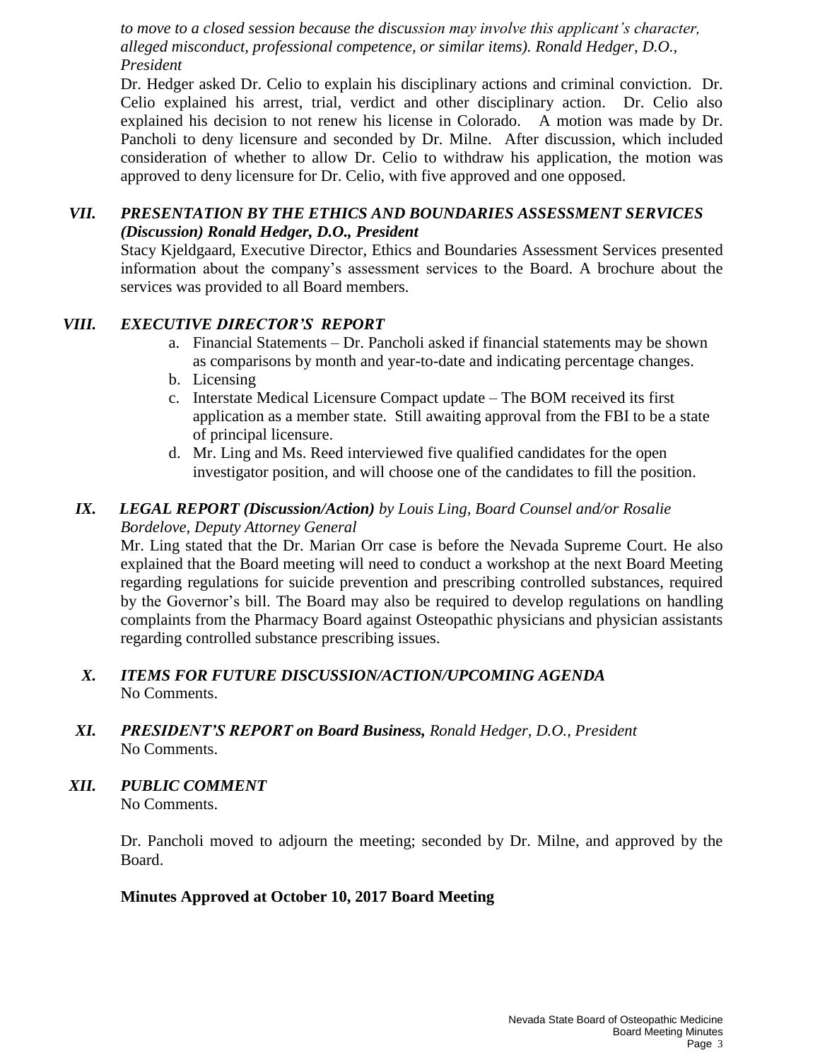*to move to a closed session because the discussion may involve this applicant's character, alleged misconduct, professional competence, or similar items). Ronald Hedger, D.O., President*

Dr. Hedger asked Dr. Celio to explain his disciplinary actions and criminal conviction. Dr. Celio explained his arrest, trial, verdict and other disciplinary action. Dr. Celio also explained his decision to not renew his license in Colorado. A motion was made by Dr. Pancholi to deny licensure and seconded by Dr. Milne. After discussion, which included consideration of whether to allow Dr. Celio to withdraw his application, the motion was approved to deny licensure for Dr. Celio, with five approved and one opposed.

## *VII. PRESENTATION BY THE ETHICS AND BOUNDARIES ASSESSMENT SERVICES (Discussion) Ronald Hedger, D.O., President*

Stacy Kjeldgaard, Executive Director, Ethics and Boundaries Assessment Services presented information about the company's assessment services to the Board. A brochure about the services was provided to all Board members.

## *VIII. EXECUTIVE DIRECTOR'S REPORT*

a. Financial Statements – Dr. Pancholi asked if financial statements may be shown as comparisons by month and year-to-date and indicating percentage changes.
b. Licensing
c. Interstate Medical Licensure Compact update – The BOM received its first application as a member state. Still awaiting approval from the FBI to be a state of principal licensure.
d. Mr. Ling and Ms. Reed interviewed five qualified candidates for the open investigator position, and will choose one of the candidates to fill the position.

## *IX. LEGAL REPORT (Discussion/Action) by Louis Ling, Board Counsel and/or Rosalie Bordelove, Deputy Attorney General*

Mr. Ling stated that the Dr. Marian Orr case is before the Nevada Supreme Court. He also explained that the Board meeting will need to conduct a workshop at the next Board Meeting regarding regulations for suicide prevention and prescribing controlled substances, required by the Governor's bill. The Board may also be required to develop regulations on handling complaints from the Pharmacy Board against Osteopathic physicians and physician assistants regarding controlled substance prescribing issues.

## *X. ITEMS FOR FUTURE DISCUSSION/ACTION/UPCOMING AGENDA*

No Comments.

## *XI. PRESIDENT'S REPORT on Board Business, Ronald Hedger, D.O., President*

No Comments.

## *XII. PUBLIC COMMENT*

No Comments.

Dr. Pancholi moved to adjourn the meeting; seconded by Dr. Milne, and approved by the Board.

**Minutes Approved at October 10, 2017 Board Meeting**